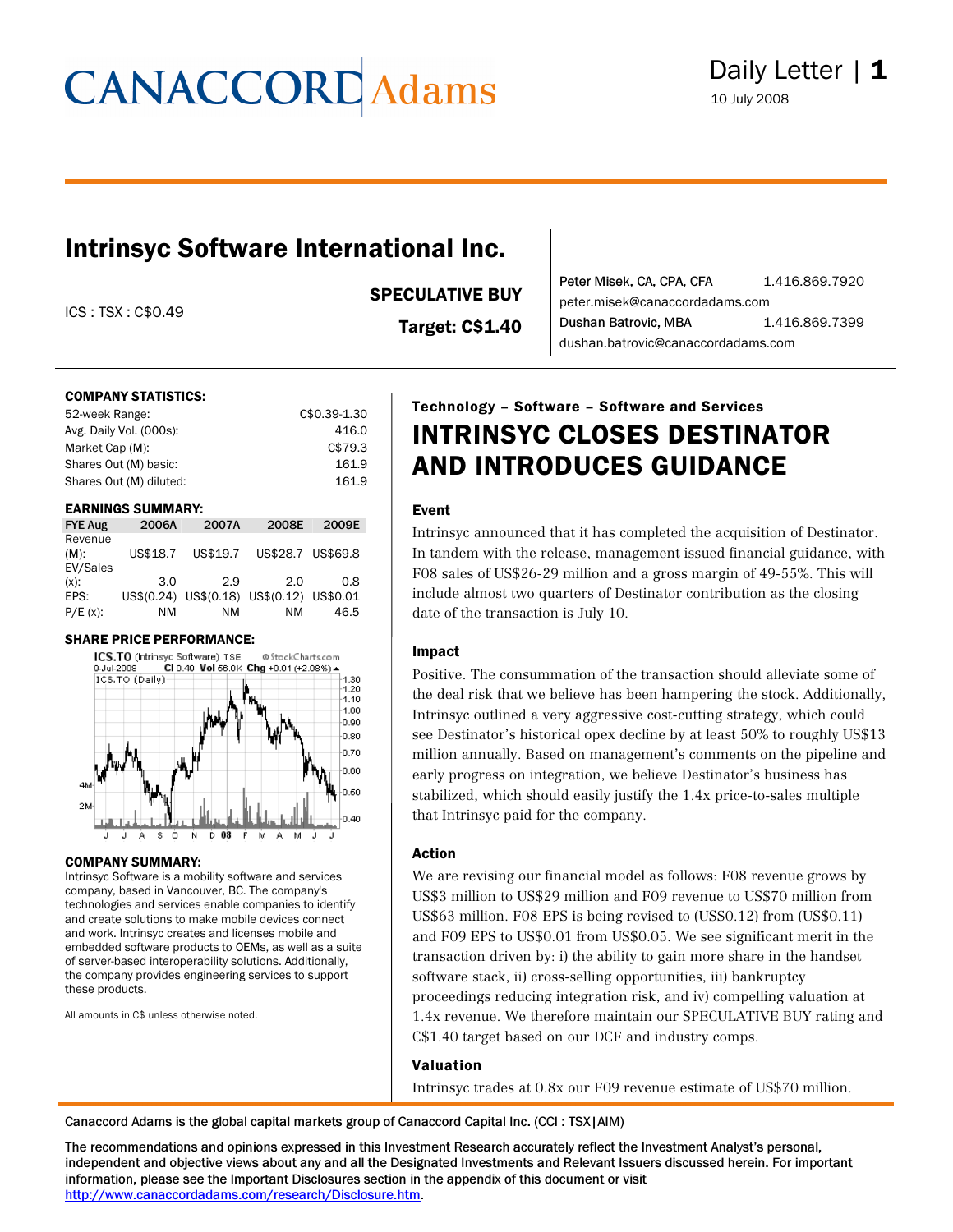CANACCORD Adams

Daily Letter

10 July 2008

# Intrinsyc Software International Inc.

ICS : TSX : C$0.49

**SPECULATIVE BUY**

**Target: C$1.40**

Peter Misek, CA, CPA, CFA 1.416.869.7920
peter.misek@canaccordadams.com
Dushan Batrovic, MBA 1.416.869.7399
dushan.batrovic@canaccordadams.com

**COMPANY STATISTICS:**

| | |
|---|---|
| 52-week Range: | C$0.39-1.30 |
| Avg. Daily Vol. (000s): | 416.0 |
| Market Cap (M): | C$79.3 |
| Shares Out (M) basic: | 161.9 |
| Shares Out (M) diluted: | 161.9 |

**EARNINGS SUMMARY:**

| FYE Aug | 2006A | 2007A | 2008E | 2009E |
|---|---|---|---|---|
| Revenue (M): | US$18.7 | US$19.7 | US$28.7 | US$69.8 |
| EV/Sales (x): | 3.0 | 2.9 | 2.0 | 0.8 |
| EPS: | US$(0.24) | US$(0.18) | US$(0.12) | US$0.01 |
| P/E (x): | NM | NM | NM | 46.5 |

**SHARE PRICE PERFORMANCE:**

ICS.TO (Intrinsyc Software) TSE — 9-Jul-2008 Cl 0.49 Vol 56.0K Chg +0.01 (+2.08%)

**COMPANY SUMMARY:**

Intrinsyc Software is a mobility software and services company, based in Vancouver, BC. The company's technologies and services enable companies to identify and create solutions to make mobile devices connect and work. Intrinsyc creates and licenses mobile and embedded software products to OEMs, as well as a suite of server-based interoperability solutions. Additionally, the company provides engineering services to support these products.

All amounts in C$ unless otherwise noted.

**Technology – Software – Software and Services**

## INTRINSYC CLOSES DESTINATOR AND INTRODUCES GUIDANCE

### Event

Intrinsyc announced that it has completed the acquisition of Destinator. In tandem with the release, management issued financial guidance, with F08 sales of US$26-29 million and a gross margin of 49-55%. This will include almost two quarters of Destinator contribution as the closing date of the transaction is July 10.

### Impact

Positive. The consummation of the transaction should alleviate some of the deal risk that we believe has been hampering the stock. Additionally, Intrinsyc outlined a very aggressive cost-cutting strategy, which could see Destinator's historical opex decline by at least 50% to roughly US$13 million annually. Based on management's comments on the pipeline and early progress on integration, we believe Destinator's business has stabilized, which should easily justify the 1.4x price-to-sales multiple that Intrinsyc paid for the company.

### Action

We are revising our financial model as follows: F08 revenue grows by US$3 million to US$29 million and F09 revenue to US$70 million from US$63 million. F08 EPS is being revised to (US$0.12) from (US$0.11) and F09 EPS to US$0.01 from US$0.05. We see significant merit in the transaction driven by: i) the ability to gain more share in the handset software stack, ii) cross-selling opportunities, iii) bankruptcy proceedings reducing integration risk, and iv) compelling valuation at 1.4x revenue. We therefore maintain our SPECULATIVE BUY rating and C$1.40 target based on our DCF and industry comps.

### Valuation

Intrinsyc trades at 0.8x our F09 revenue estimate of US$70 million.

Canaccord Adams is the global capital markets group of Canaccord Capital Inc. (CCI : TSX|AIM)

The recommendations and opinions expressed in this Investment Research accurately reflect the Investment Analyst's personal, independent and objective views about any and all the Designated Investments and Relevant Issuers discussed herein. For important information, please see the Important Disclosures section in the appendix of this document or visit http://www.canaccordadams.com/research/Disclosure.htm.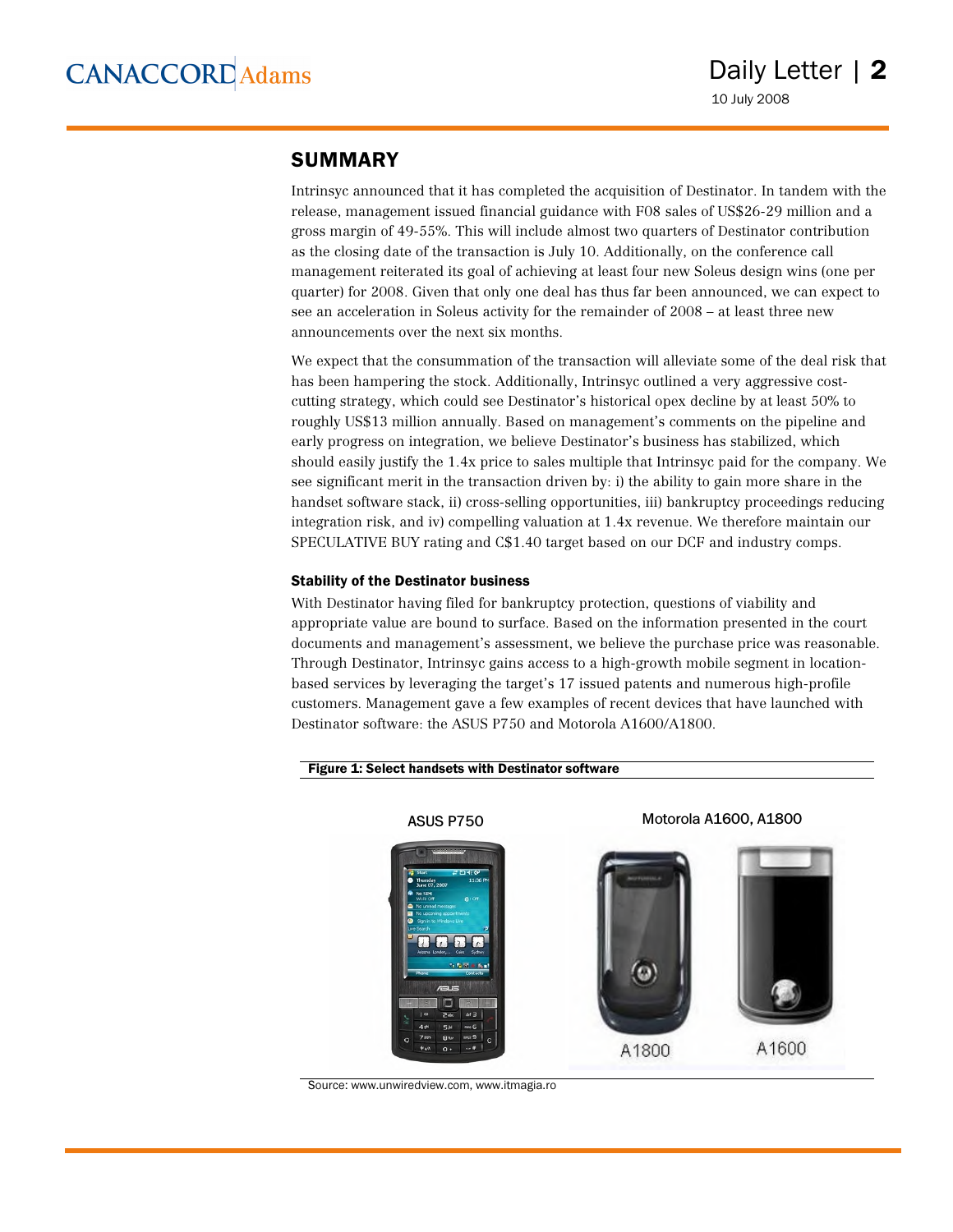## SUMMARY

Intrinsyc announced that it has completed the acquisition of Destinator. In tandem with the release, management issued financial guidance with F08 sales of US$26-29 million and a gross margin of 49-55%. This will include almost two quarters of Destinator contribution as the closing date of the transaction is July 10. Additionally, on the conference call management reiterated its goal of achieving at least four new Soleus design wins (one per quarter) for 2008. Given that only one deal has thus far been announced, we can expect to see an acceleration in Soleus activity for the remainder of 2008 – at least three new announcements over the next six months.

We expect that the consummation of the transaction will alleviate some of the deal risk that has been hampering the stock. Additionally, Intrinsyc outlined a very aggressive cost-cutting strategy, which could see Destinator's historical opex decline by at least 50% to roughly US$13 million annually. Based on management's comments on the pipeline and early progress on integration, we believe Destinator's business has stabilized, which should easily justify the 1.4x price to sales multiple that Intrinsyc paid for the company. We see significant merit in the transaction driven by: i) the ability to gain more share in the handset software stack, ii) cross-selling opportunities, iii) bankruptcy proceedings reducing integration risk, and iv) compelling valuation at 1.4x revenue. We therefore maintain our SPECULATIVE BUY rating and C$1.40 target based on our DCF and industry comps.

### Stability of the Destinator business

With Destinator having filed for bankruptcy protection, questions of viability and appropriate value are bound to surface. Based on the information presented in the court documents and management's assessment, we believe the purchase price was reasonable. Through Destinator, Intrinsyc gains access to a high-growth mobile segment in location-based services by leveraging the target's 17 issued patents and numerous high-profile customers. Management gave a few examples of recent devices that have launched with Destinator software: the ASUS P750 and Motorola A1600/A1800.

**Figure 1: Select handsets with Destinator software**

ASUS P750 | Motorola A1600, A1800

A1800 | A1600

Source: www.unwiredview.com, www.itmagia.ro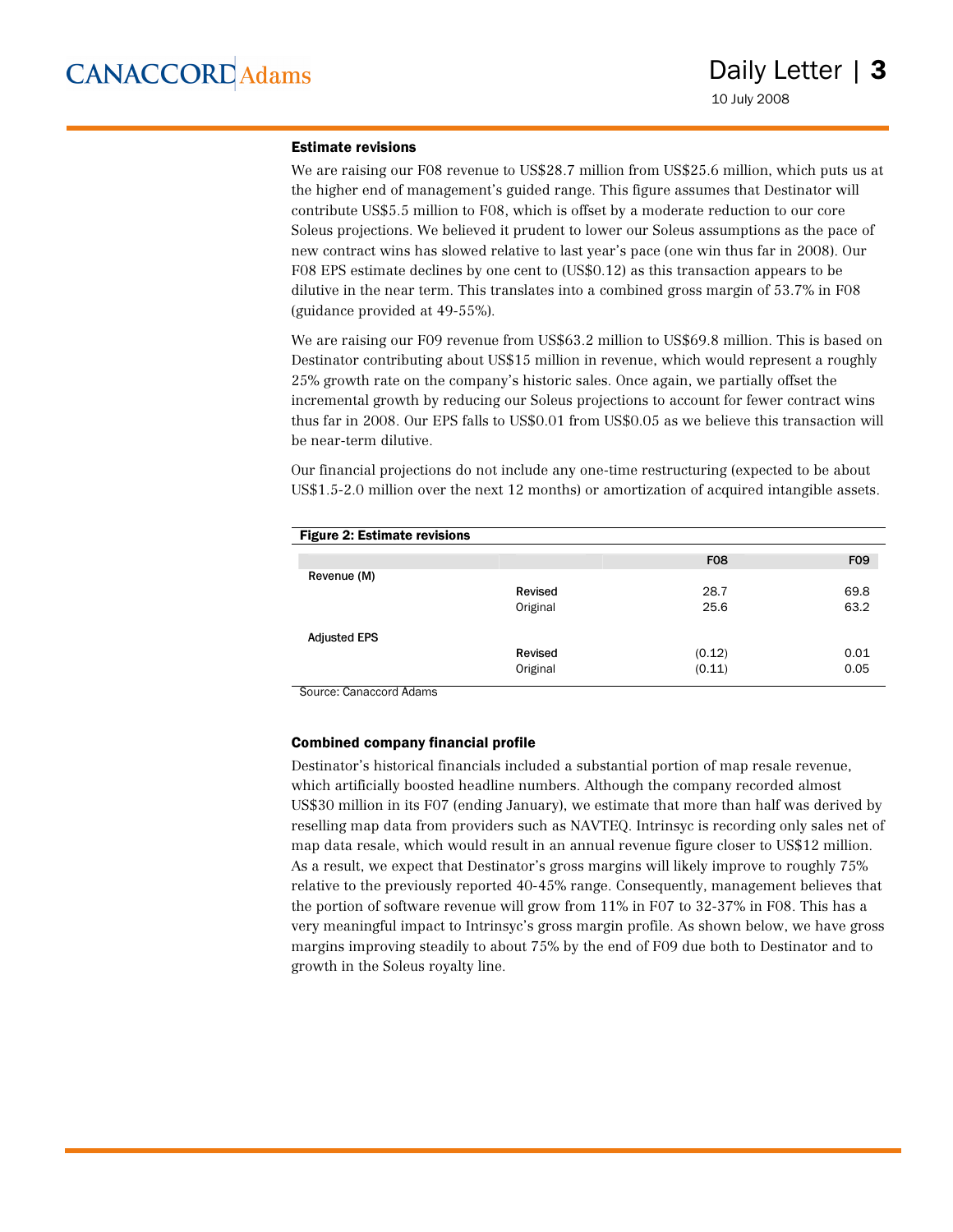### Estimate revisions

We are raising our F08 revenue to US$28.7 million from US$25.6 million, which puts us at the higher end of management's guided range. This figure assumes that Destinator will contribute US$5.5 million to F08, which is offset by a moderate reduction to our core Soleus projections. We believed it prudent to lower our Soleus assumptions as the pace of new contract wins has slowed relative to last year's pace (one win thus far in 2008). Our F08 EPS estimate declines by one cent to (US$0.12) as this transaction appears to be dilutive in the near term. This translates into a combined gross margin of 53.7% in F08 (guidance provided at 49-55%).

We are raising our F09 revenue from US$63.2 million to US$69.8 million. This is based on Destinator contributing about US$15 million in revenue, which would represent a roughly 25% growth rate on the company's historic sales. Once again, we partially offset the incremental growth by reducing our Soleus projections to account for fewer contract wins thus far in 2008. Our EPS falls to US$0.01 from US$0.05 as we believe this transaction will be near-term dilutive.

Our financial projections do not include any one-time restructuring (expected to be about US$1.5-2.0 million over the next 12 months) or amortization of acquired intangible assets.

**Figure 2: Estimate revisions**

| | | F08 | F09 |
|---|---|---|---|
| Revenue (M) | | | |
| | Revised | 28.7 | 69.8 |
| | Original | 25.6 | 63.2 |
| Adjusted EPS | | | |
| | Revised | (0.12) | 0.01 |
| | Original | (0.11) | 0.05 |

Source: Canaccord Adams

### Combined company financial profile

Destinator's historical financials included a substantial portion of map resale revenue, which artificially boosted headline numbers. Although the company recorded almost US$30 million in its F07 (ending January), we estimate that more than half was derived by reselling map data from providers such as NAVTEQ. Intrinsyc is recording only sales net of map data resale, which would result in an annual revenue figure closer to US$12 million. As a result, we expect that Destinator's gross margins will likely improve to roughly 75% relative to the previously reported 40-45% range. Consequently, management believes that the portion of software revenue will grow from 11% in F07 to 32-37% in F08. This has a very meaningful impact to Intrinsyc's gross margin profile. As shown below, we have gross margins improving steadily to about 75% by the end of F09 due both to Destinator and to growth in the Soleus royalty line.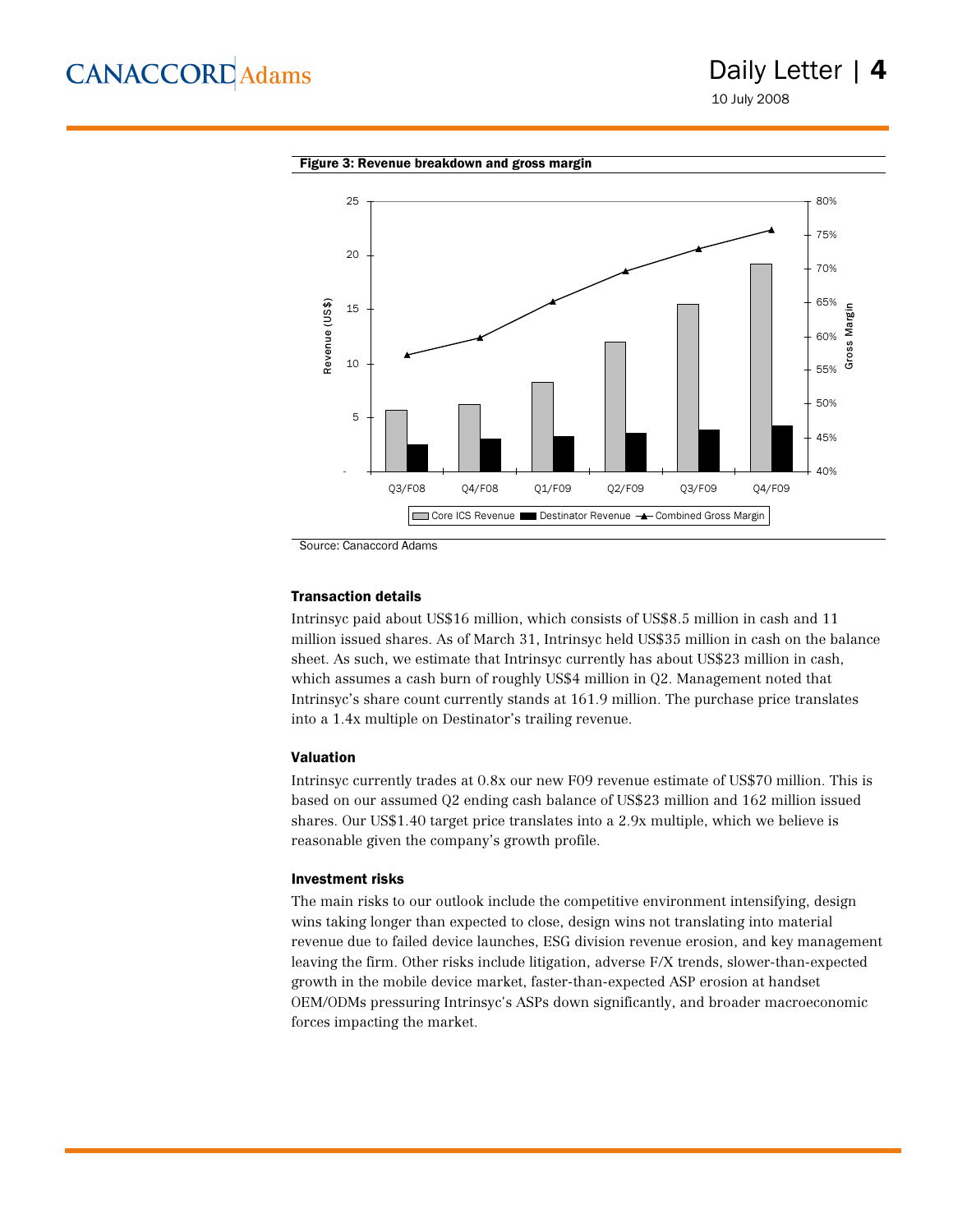**Figure 3: Revenue breakdown and gross margin**

Source: Canaccord Adams

### Transaction details

Intrinsyc paid about US$16 million, which consists of US$8.5 million in cash and 11 million issued shares. As of March 31, Intrinsyc held US$35 million in cash on the balance sheet. As such, we estimate that Intrinsyc currently has about US$23 million in cash, which assumes a cash burn of roughly US$4 million in Q2. Management noted that Intrinsyc's share count currently stands at 161.9 million. The purchase price translates into a 1.4x multiple on Destinator's trailing revenue.

### Valuation

Intrinsyc currently trades at 0.8x our new F09 revenue estimate of US$70 million. This is based on our assumed Q2 ending cash balance of US$23 million and 162 million issued shares. Our US$1.40 target price translates into a 2.9x multiple, which we believe is reasonable given the company's growth profile.

### Investment risks

The main risks to our outlook include the competitive environment intensifying, design wins taking longer than expected to close, design wins not translating into material revenue due to failed device launches, ESG division revenue erosion, and key management leaving the firm. Other risks include litigation, adverse F/X trends, slower-than-expected growth in the mobile device market, faster-than-expected ASP erosion at handset OEM/ODMs pressuring Intrinsyc's ASPs down significantly, and broader macroeconomic forces impacting the market.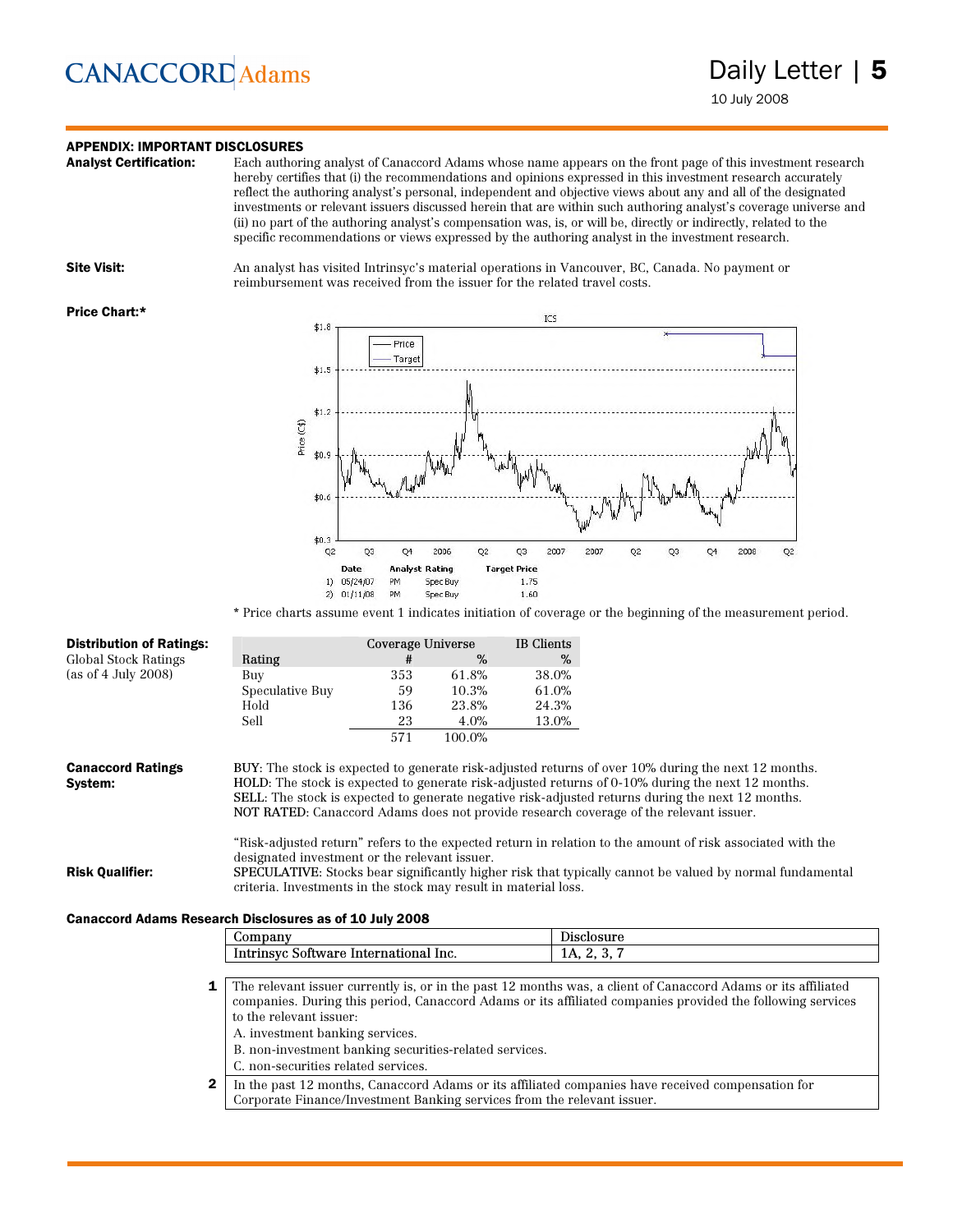## APPENDIX: IMPORTANT DISCLOSURES

**Analyst Certification:** Each authoring analyst of Canaccord Adams whose name appears on the front page of this investment research hereby certifies that (i) the recommendations and opinions expressed in this investment research accurately reflect the authoring analyst's personal, independent and objective views about any and all of the designated investments or relevant issuers discussed herein that are within such authoring analyst's coverage universe and (ii) no part of the authoring analyst's compensation was, is, or will be, directly or indirectly, related to the specific recommendations or views expressed by the authoring analyst in the investment research.

**Site Visit:** An analyst has visited Intrinsyc's material operations in Vancouver, BC, Canada. No payment or reimbursement was received from the issuer for the related travel costs.

**Price Chart:***

ICS

| | Date | Analyst | Rating | Target Price |
|---|---|---|---|---|
| 1) | 05/24/07 | PM | Spec Buy | 1.75 |
| 2) | 01/11/08 | PM | Spec Buy | 1.60 |

* Price charts assume event 1 indicates initiation of coverage or the beginning of the measurement period.

**Distribution of Ratings:**
Global Stock Ratings
(as of 4 July 2008)

| | Coverage Universe | | IB Clients |
|---|---|---|---|
| Rating | # | % | % |
| Buy | 353 | 61.8% | 38.0% |
| Speculative Buy | 59 | 10.3% | 61.0% |
| Hold | 136 | 23.8% | 24.3% |
| Sell | 23 | 4.0% | 13.0% |
| | 571 | 100.0% | |

**Canaccord Ratings System:**

BUY: The stock is expected to generate risk-adjusted returns of over 10% during the next 12 months.
HOLD: The stock is expected to generate risk-adjusted returns of 0-10% during the next 12 months.
SELL: The stock is expected to generate negative risk-adjusted returns during the next 12 months.
NOT RATED: Canaccord Adams does not provide research coverage of the relevant issuer.

"Risk-adjusted return" refers to the expected return in relation to the amount of risk associated with the designated investment or the relevant issuer.

**Risk Qualifier:**
SPECULATIVE: Stocks bear significantly higher risk that typically cannot be valued by normal fundamental criteria. Investments in the stock may result in material loss.

### Canaccord Adams Research Disclosures as of 10 July 2008

| Company | Disclosure |
|---|---|
| Intrinsyc Software International Inc. | 1A, 2, 3, 7 |

| | |
|---|---|
| 1 | The relevant issuer currently is, or in the past 12 months was, a client of Canaccord Adams or its affiliated companies. During this period, Canaccord Adams or its affiliated companies provided the following services to the relevant issuer:<br>A. investment banking services.<br>B. non-investment banking securities-related services.<br>C. non-securities related services. |
| 2 | In the past 12 months, Canaccord Adams or its affiliated companies have received compensation for Corporate Finance/Investment Banking services from the relevant issuer. |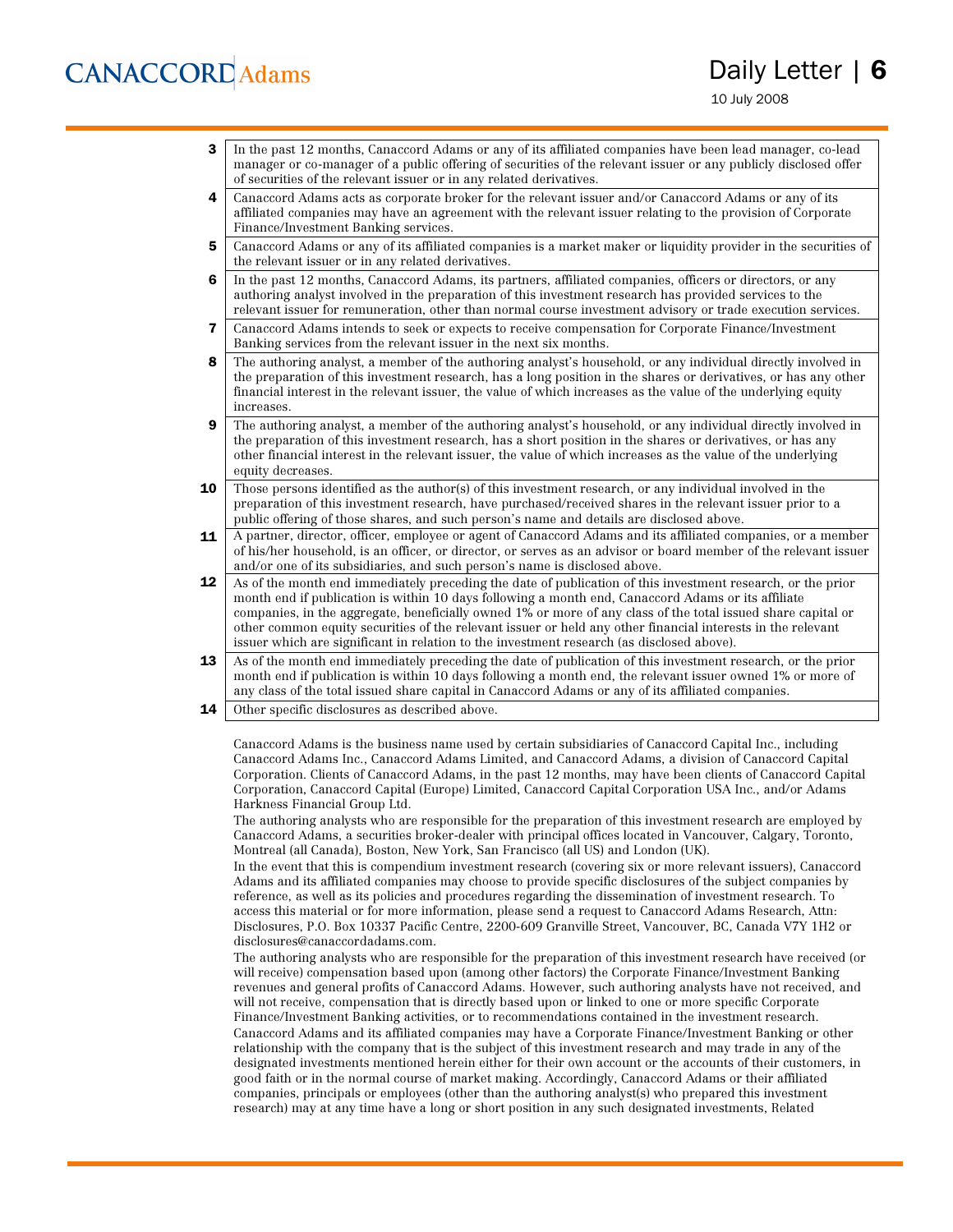| | |
|---|---|
| 3 | In the past 12 months, Canaccord Adams or any of its affiliated companies have been lead manager, co-lead manager or co-manager of a public offering of securities of the relevant issuer or any publicly disclosed offer of securities of the relevant issuer or in any related derivatives. |
| 4 | Canaccord Adams acts as corporate broker for the relevant issuer and/or Canaccord Adams or any of its affiliated companies may have an agreement with the relevant issuer relating to the provision of Corporate Finance/Investment Banking services. |
| 5 | Canaccord Adams or any of its affiliated companies is a market maker or liquidity provider in the securities of the relevant issuer or in any related derivatives. |
| 6 | In the past 12 months, Canaccord Adams, its partners, affiliated companies, officers or directors, or any authoring analyst involved in the preparation of this investment research has provided services to the relevant issuer for remuneration, other than normal course investment advisory or trade execution services. |
| 7 | Canaccord Adams intends to seek or expects to receive compensation for Corporate Finance/Investment Banking services from the relevant issuer in the next six months. |
| 8 | The authoring analyst, a member of the authoring analyst's household, or any individual directly involved in the preparation of this investment research, has a long position in the shares or derivatives, or has any other financial interest in the relevant issuer, the value of which increases as the value of the underlying equity increases. |
| 9 | The authoring analyst, a member of the authoring analyst's household, or any individual directly involved in the preparation of this investment research, has a short position in the shares or derivatives, or has any other financial interest in the relevant issuer, the value of which increases as the value of the underlying equity decreases. |
| 10 | Those persons identified as the author(s) of this investment research, or any individual involved in the preparation of this investment research, have purchased/received shares in the relevant issuer prior to a public offering of those shares, and such person's name and details are disclosed above. |
| 11 | A partner, director, officer, employee or agent of Canaccord Adams and its affiliated companies, or a member of his/her household, is an officer, or director, or serves as an advisor or board member of the relevant issuer and/or one of its subsidiaries, and such person's name is disclosed above. |
| 12 | As of the month end immediately preceding the date of publication of this investment research, or the prior month end if publication is within 10 days following a month end, Canaccord Adams or its affiliate companies, in the aggregate, beneficially owned 1% or more of any class of the total issued share capital or other common equity securities of the relevant issuer or held any other financial interests in the relevant issuer which are significant in relation to the investment research (as disclosed above). |
| 13 | As of the month end immediately preceding the date of publication of this investment research, or the prior month end if publication is within 10 days following a month end, the relevant issuer owned 1% or more of any class of the total issued share capital in Canaccord Adams or any of its affiliated companies. |
| 14 | Other specific disclosures as described above. |

Canaccord Adams is the business name used by certain subsidiaries of Canaccord Capital Inc., including Canaccord Adams Inc., Canaccord Adams Limited, and Canaccord Adams, a division of Canaccord Capital Corporation. Clients of Canaccord Adams, in the past 12 months, may have been clients of Canaccord Capital Corporation, Canaccord Capital (Europe) Limited, Canaccord Capital Corporation USA Inc., and/or Adams Harkness Financial Group Ltd.

The authoring analysts who are responsible for the preparation of this investment research are employed by Canaccord Adams, a securities broker-dealer with principal offices located in Vancouver, Calgary, Toronto, Montreal (all Canada), Boston, New York, San Francisco (all US) and London (UK).

In the event that this is compendium investment research (covering six or more relevant issuers), Canaccord Adams and its affiliated companies may choose to provide specific disclosures of the subject companies by reference, as well as its policies and procedures regarding the dissemination of investment research. To access this material or for more information, please send a request to Canaccord Adams Research, Attn: Disclosures, P.O. Box 10337 Pacific Centre, 2200-609 Granville Street, Vancouver, BC, Canada V7Y 1H2 or disclosures@canaccordadams.com.

The authoring analysts who are responsible for the preparation of this investment research have received (or will receive) compensation based upon (among other factors) the Corporate Finance/Investment Banking revenues and general profits of Canaccord Adams. However, such authoring analysts have not received, and will not receive, compensation that is directly based upon or linked to one or more specific Corporate Finance/Investment Banking activities, or to recommendations contained in the investment research.

Canaccord Adams and its affiliated companies may have a Corporate Finance/Investment Banking or other relationship with the company that is the subject of this investment research and may trade in any of the designated investments mentioned herein either for their own account or the accounts of their customers, in good faith or in the normal course of market making. Accordingly, Canaccord Adams or their affiliated companies, principals or employees (other than the authoring analyst(s) who prepared this investment research) may at any time have a long or short position in any such designated investments, Related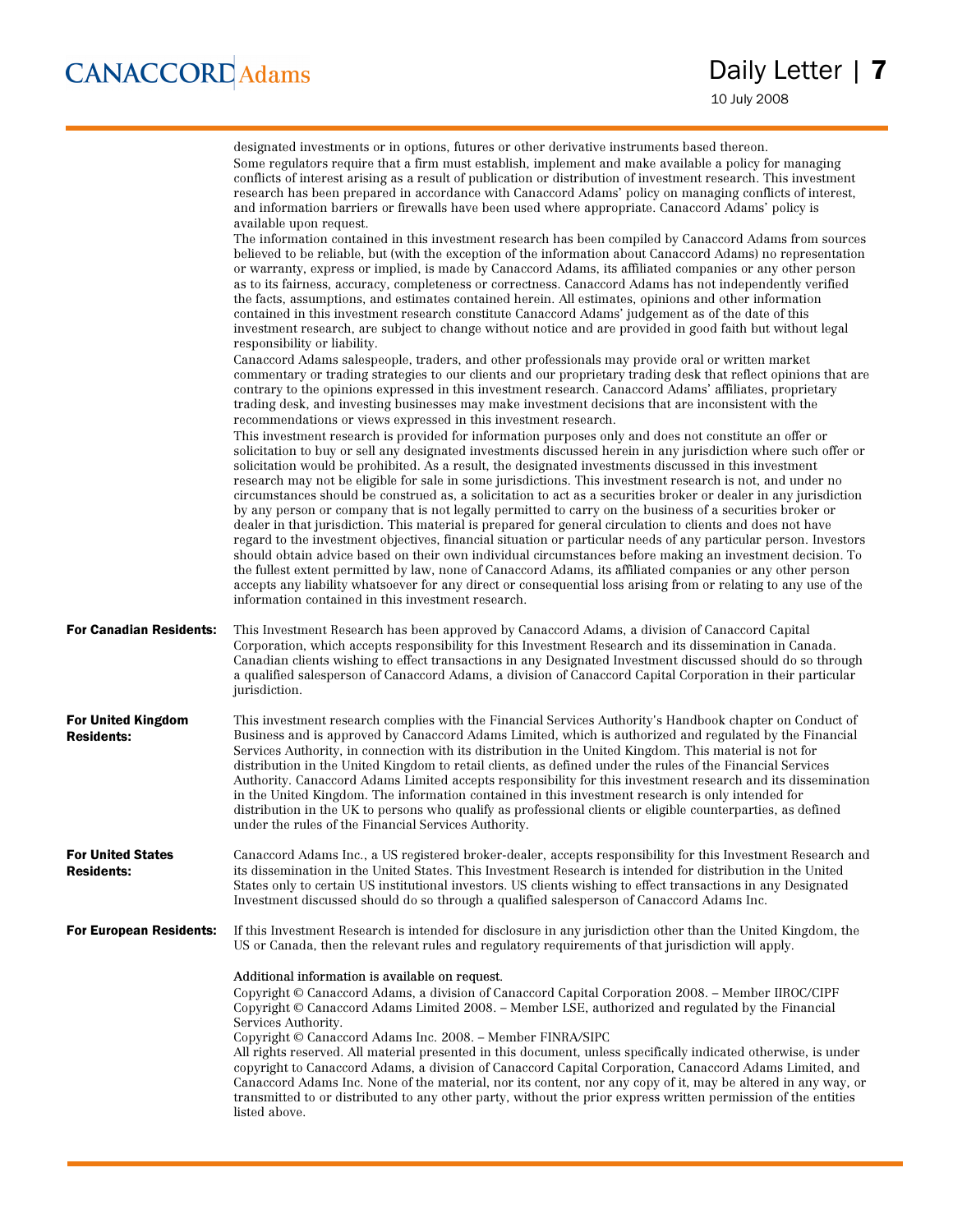designated investments or in options, futures or other derivative instruments based thereon.

Some regulators require that a firm must establish, implement and make available a policy for managing conflicts of interest arising as a result of publication or distribution of investment research. This investment research has been prepared in accordance with Canaccord Adams' policy on managing conflicts of interest, and information barriers or firewalls have been used where appropriate. Canaccord Adams' policy is available upon request.

The information contained in this investment research has been compiled by Canaccord Adams from sources believed to be reliable, but (with the exception of the information about Canaccord Adams) no representation or warranty, express or implied, is made by Canaccord Adams, its affiliated companies or any other person as to its fairness, accuracy, completeness or correctness. Canaccord Adams has not independently verified the facts, assumptions, and estimates contained herein. All estimates, opinions and other information contained in this investment research constitute Canaccord Adams' judgement as of the date of this investment research, are subject to change without notice and are provided in good faith but without legal responsibility or liability.

Canaccord Adams salespeople, traders, and other professionals may provide oral or written market commentary or trading strategies to our clients and our proprietary trading desk that reflect opinions that are contrary to the opinions expressed in this investment research. Canaccord Adams' affiliates, proprietary trading desk, and investing businesses may make investment decisions that are inconsistent with the recommendations or views expressed in this investment research.

This investment research is provided for information purposes only and does not constitute an offer or solicitation to buy or sell any designated investments discussed herein in any jurisdiction where such offer or solicitation would be prohibited. As a result, the designated investments discussed in this investment research may not be eligible for sale in some jurisdictions. This investment research is not, and under no circumstances should be construed as, a solicitation to act as a securities broker or dealer in any jurisdiction by any person or company that is not legally permitted to carry on the business of a securities broker or dealer in that jurisdiction. This material is prepared for general circulation to clients and does not have regard to the investment objectives, financial situation or particular needs of any particular person. Investors should obtain advice based on their own individual circumstances before making an investment decision. To the fullest extent permitted by law, none of Canaccord Adams, its affiliated companies or any other person accepts any liability whatsoever for any direct or consequential loss arising from or relating to any use of the information contained in this investment research.

**For Canadian Residents:** This Investment Research has been approved by Canaccord Adams, a division of Canaccord Capital Corporation, which accepts responsibility for this Investment Research and its dissemination in Canada. Canadian clients wishing to effect transactions in any Designated Investment discussed should do so through a qualified salesperson of Canaccord Adams, a division of Canaccord Capital Corporation in their particular jurisdiction.

**For United Kingdom Residents:** This investment research complies with the Financial Services Authority's Handbook chapter on Conduct of Business and is approved by Canaccord Adams Limited, which is authorized and regulated by the Financial Services Authority, in connection with its distribution in the United Kingdom. This material is not for distribution in the United Kingdom to retail clients, as defined under the rules of the Financial Services Authority. Canaccord Adams Limited accepts responsibility for this investment research and its dissemination in the United Kingdom. The information contained in this investment research is only intended for distribution in the UK to persons who qualify as professional clients or eligible counterparties, as defined under the rules of the Financial Services Authority.

**For United States Residents:** Canaccord Adams Inc., a US registered broker-dealer, accepts responsibility for this Investment Research and its dissemination in the United States. This Investment Research is intended for distribution in the United States only to certain US institutional investors. US clients wishing to effect transactions in any Designated Investment discussed should do so through a qualified salesperson of Canaccord Adams Inc.

**For European Residents:** If this Investment Research is intended for disclosure in any jurisdiction other than the United Kingdom, the US or Canada, then the relevant rules and regulatory requirements of that jurisdiction will apply.

Additional information is available on request.

Copyright © Canaccord Adams, a division of Canaccord Capital Corporation 2008. – Member IIROC/CIPF

Copyright © Canaccord Adams Limited 2008. – Member LSE, authorized and regulated by the Financial Services Authority.

Copyright © Canaccord Adams Inc. 2008. – Member FINRA/SIPC

All rights reserved. All material presented in this document, unless specifically indicated otherwise, is under copyright to Canaccord Adams, a division of Canaccord Capital Corporation, Canaccord Adams Limited, and Canaccord Adams Inc. None of the material, nor its content, nor any copy of it, may be altered in any way, or transmitted to or distributed to any other party, without the prior express written permission of the entities listed above.